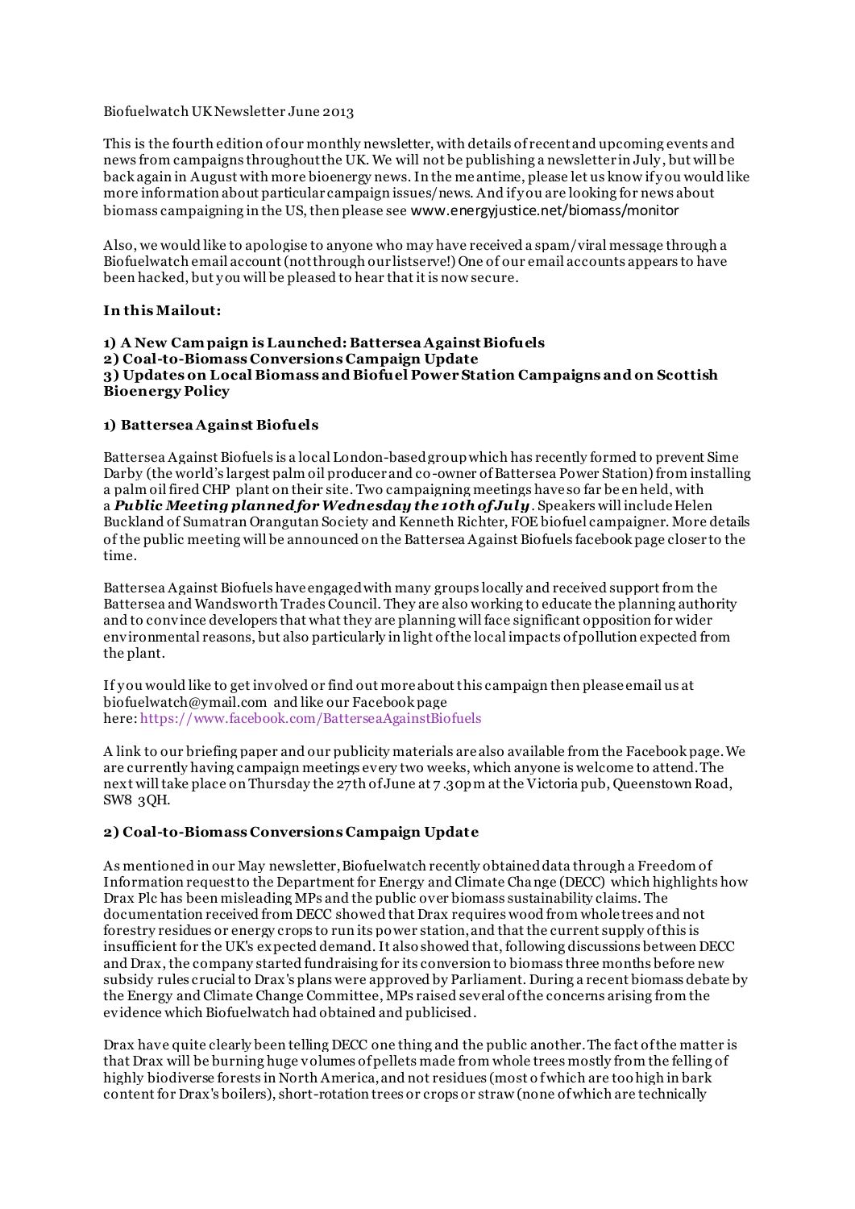Biofuelwatch UK Newsletter June 2013

This is the fourth edition of our monthly newsletter, with details of recent and upcoming events and news from campaigns throughout the UK. We will not be publishing a newsletter in July, but will be back again in August with more bioenergy news. In the meantime, please let us know if you would like more information about particular campaign issues/news. And if you are looking for news about biomass campaigning in the US, then please see www.energyjustice.net/biomass/monitor

Also, we would like to apologise to anyone who may have received a spam/viral message through a Biofuelwatch email account (not through our listserve!) One of our email accounts appears to have been hacked, but you will be pleased to hear that it is now secure.

**In this Mailout:**

**1) A New Campaign is Launched: Battersea Against Biofuels**
**2) Coal-to-Biomass Conversions Campaign Update**
**3) Updates on Local Biomass and Biofuel Power Station Campaigns and on Scottish Bioenergy Policy**

**1) Battersea Against Biofuels**

Battersea Against Biofuels is a local London-based group which has recently formed to prevent Sime Darby (the world's largest palm oil producer and co-owner of Battersea Power Station) from installing a palm oil fired CHP plant on their site. Two campaigning meetings have so far been held, with a ***Public Meeting planned for Wednesday the 10th of July***. Speakers will include Helen Buckland of Sumatran Orangutan Society and Kenneth Richter, FOE biofuel campaigner. More details of the public meeting will be announced on the Battersea Against Biofuels facebook page closer to the time.

Battersea Against Biofuels have engaged with many groups locally and received support from the Battersea and Wandsworth Trades Council. They are also working to educate the planning authority and to convince developers that what they are planning will face significant opposition for wider environmental reasons, but also particularly in light of the local impacts of pollution expected from the plant.

If you would like to get involved or find out more about this campaign then please email us at biofuelwatch@ymail.com and like our Facebook page here: https://www.facebook.com/BatterseaAgainstBiofuels

A link to our briefing paper and our publicity materials are also available from the Facebook page. We are currently having campaign meetings every two weeks, which anyone is welcome to attend. The next will take place on Thursday the 27th of June at 7.30pm at the Victoria pub, Queenstown Road, SW8 3QH.

**2) Coal-to-Biomass Conversions Campaign Update**

As mentioned in our May newsletter, Biofuelwatch recently obtained data through a Freedom of Information request to the Department for Energy and Climate Change (DECC) which highlights how Drax Plc has been misleading MPs and the public over biomass sustainability claims. The documentation received from DECC showed that Drax requires wood from whole trees and not forestry residues or energy crops to run its power station, and that the current supply of this is insufficient for the UK's expected demand. It also showed that, following discussions between DECC and Drax, the company started fundraising for its conversion to biomass three months before new subsidy rules crucial to Drax's plans were approved by Parliament. During a recent biomass debate by the Energy and Climate Change Committee, MPs raised several of the concerns arising from the evidence which Biofuelwatch had obtained and publicised.

Drax have quite clearly been telling DECC one thing and the public another. The fact of the matter is that Drax will be burning huge volumes of pellets made from whole trees mostly from the felling of highly biodiverse forests in North America, and not residues (most of which are too high in bark content for Drax's boilers), short-rotation trees or crops or straw (none of which are technically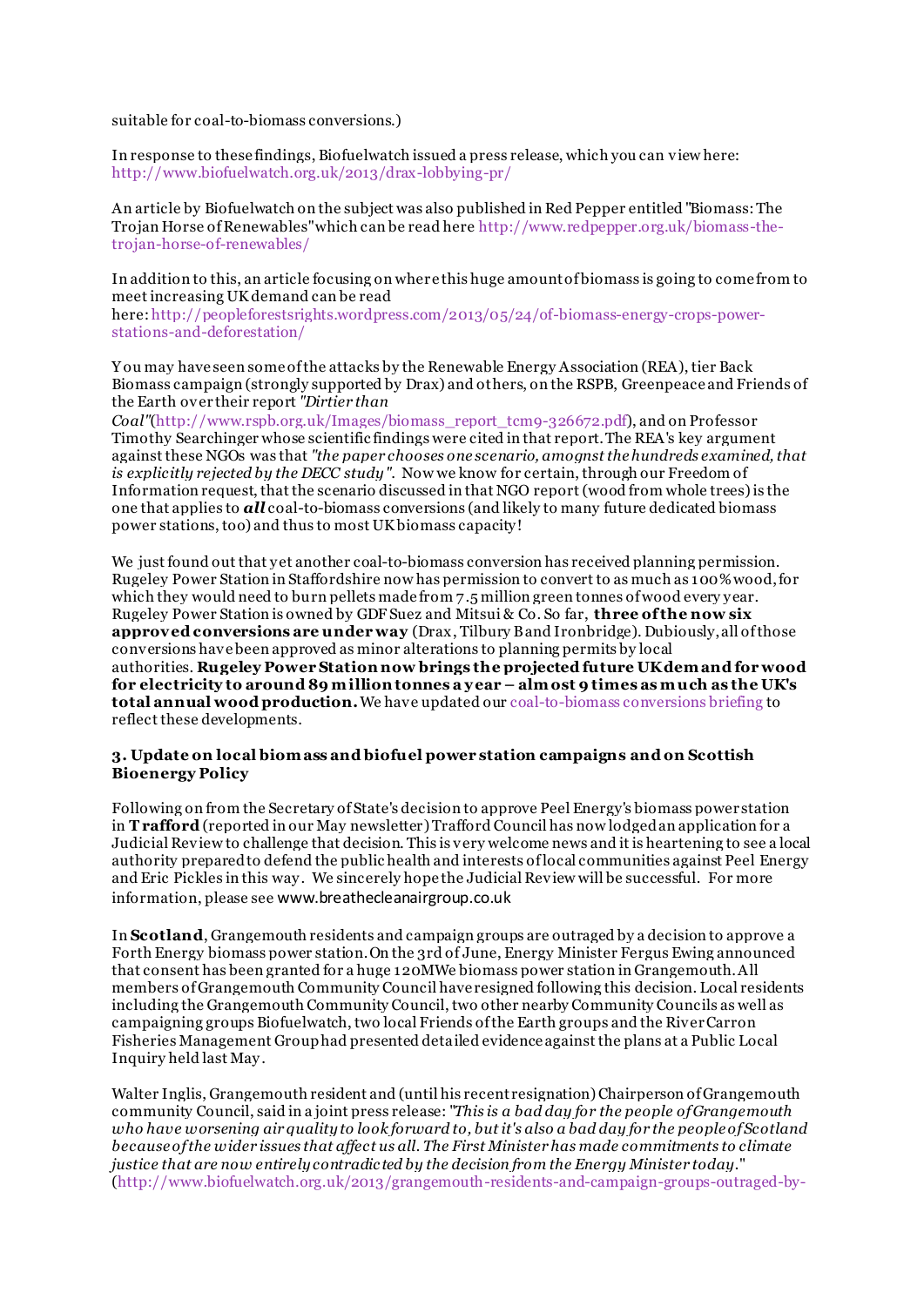suitable for coal-to-biomass conversions.)

In response to these findings, Biofuelwatch issued a press release, which you can view here: http://www.biofuelwatch.org.uk/2013/drax-lobbying-pr/

An article by Biofuelwatch on the subject was also published in Red Pepper entitled "Biomass: The Trojan Horse of Renewables" which can be read here http://www.redpepper.org.uk/biomass-the-trojan-horse-of-renewables/

In addition to this, an article focusing on where this huge amount of biomass is going to come from to meet increasing UK demand can be read here: http://peopleforestsrights.wordpress.com/2013/05/24/of-biomass-energy-crops-power-stations-and-deforestation/

You may have seen some of the attacks by the Renewable Energy Association (REA), tier Back Biomass campaign (strongly supported by Drax) and others, on the RSPB, Greenpeace and Friends of the Earth over their report *"Dirtier than Coal"*(http://www.rspb.org.uk/Images/biomass_report_tcm9-326672.pdf), and on Professor Timothy Searchinger whose scientific findings were cited in that report. The REA's key argument against these NGOs was that *"the paper chooses one scenario, amongst the hundreds examined, that is explicitly rejected by the DECC study"*. Now we know for certain, through our Freedom of Information request, that the scenario discussed in that NGO report (wood from whole trees) is the one that applies to ***all*** coal-to-biomass conversions (and likely to many future dedicated biomass power stations, too) and thus to most UK biomass capacity!

We just found out that yet another coal-to-biomass conversion has received planning permission. Rugeley Power Station in Staffordshire now has permission to convert to as much as 100% wood, for which they would need to burn pellets made from 7.5 million green tonnes of wood every year. Rugeley Power Station is owned by GDF Suez and Mitsui & Co. So far, **three of the now six approved conversions are under way** (Drax, Tilbury B and Ironbridge). Dubiously, all of those conversions have been approved as minor alterations to planning permits by local authorities. **Rugeley Power Station now brings the projected future UK demand for wood for electricity to around 89 million tonnes a year – almost 9 times as much as the UK's total annual wood production.** We have updated our coal-to-biomass conversions briefing to reflect these developments.

### 3. Update on local biomass and biofuel power station campaigns and on Scottish Bioenergy Policy

Following on from the Secretary of State's decision to approve Peel Energy's biomass power station in **Trafford** (reported in our May newsletter) Trafford Council has now lodged an application for a Judicial Review to challenge that decision. This is very welcome news and it is heartening to see a local authority prepared to defend the public health and interests of local communities against Peel Energy and Eric Pickles in this way. We sincerely hope the Judicial Review will be successful. For more information, please see www.breathecleanairgroup.co.uk

In **Scotland**, Grangemouth residents and campaign groups are outraged by a decision to approve a Forth Energy biomass power station. On the 3rd of June, Energy Minister Fergus Ewing announced that consent has been granted for a huge 120MWe biomass power station in Grangemouth. All members of Grangemouth Community Council have resigned following this decision. Local residents including the Grangemouth Community Council, two other nearby Community Councils as well as campaigning groups Biofuelwatch, two local Friends of the Earth groups and the River Carron Fisheries Management Group had presented detailed evidence against the plans at a Public Local Inquiry held last May.

Walter Inglis, Grangemouth resident and (until his recent resignation) Chairperson of Grangemouth community Council, said in a joint press release: *"This is a bad day for the people of Grangemouth who have worsening air quality to look forward to, but it's also a bad day for the people of Scotland because of the wider issues that affect us all. The First Minister has made commitments to climate justice that are now entirely contradicted by the decision from the Energy Minister today."* (http://www.biofuelwatch.org.uk/2013/grangemouth-residents-and-campaign-groups-outraged-by-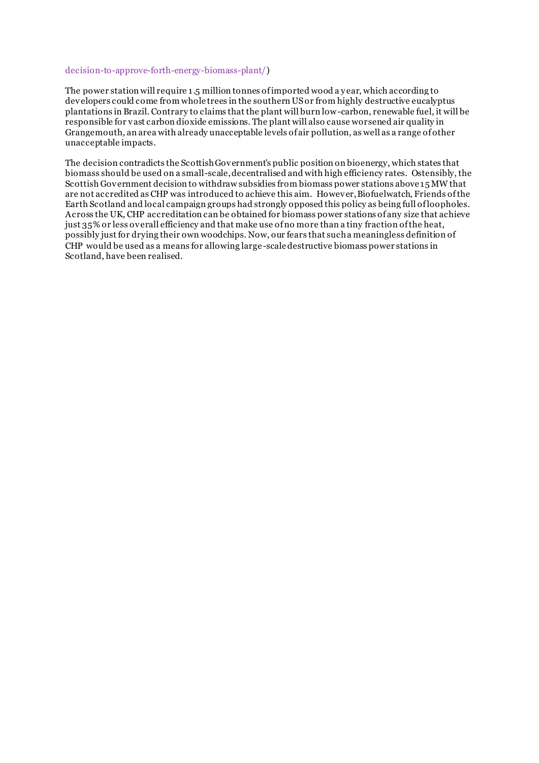decision-to-approve-forth-energy-biomass-plant/)

The power station will require 1.5 million tonnes of imported wood a year, which according to developers could come from whole trees in the southern US or from highly destructive eucalyptus plantations in Brazil. Contrary to claims that the plant will burn low-carbon, renewable fuel, it will be responsible for vast carbon dioxide emissions. The plant will also cause worsened air quality in Grangemouth, an area with already unacceptable levels of air pollution, as well as a range of other unacceptable impacts.

The decision contradicts the Scottish Government's public position on bioenergy, which states that biomass should be used on a small-scale, decentralised and with high efficiency rates. Ostensibly, the Scottish Government decision to withdraw subsidies from biomass power stations above 15 MW that are not accredited as CHP was introduced to achieve this aim. However, Biofuelwatch, Friends of the Earth Scotland and local campaign groups had strongly opposed this policy as being full of loopholes. Across the UK, CHP accreditation can be obtained for biomass power stations of any size that achieve just 35% or less overall efficiency and that make use of no more than a tiny fraction of the heat, possibly just for drying their own woodchips. Now, our fears that such a meaningless definition of CHP would be used as a means for allowing large-scale destructive biomass power stations in Scotland, have been realised.